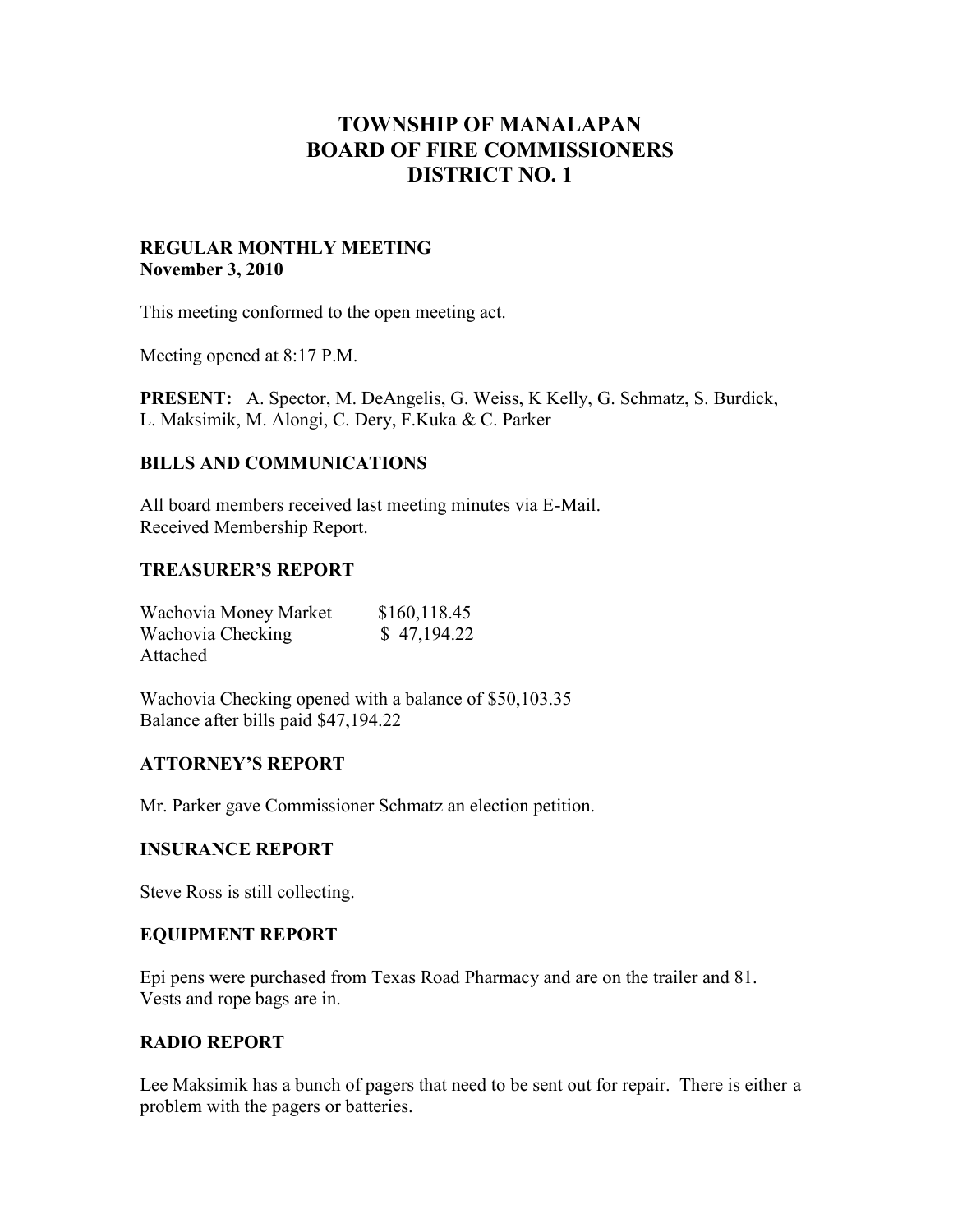# TOWNSHIP OF MANALAPAN
# BOARD OF FIRE COMMISSIONERS
# DISTRICT NO. 1

**REGULAR MONTHLY MEETING**
**November 3, 2010**

This meeting conformed to the open meeting act.

Meeting opened at 8:17 P.M.

**PRESENT:** A. Spector, M. DeAngelis, G. Weiss, K Kelly, G. Schmatz, S. Burdick, L. Maksimik, M. Alongi, C. Dery, F.Kuka & C. Parker

## BILLS AND COMMUNICATIONS

All board members received last meeting minutes via E-Mail.
Received Membership Report.

## TREASURER'S REPORT

| | |
|---|---|
| Wachovia Money Market | $160,118.45 |
| Wachovia Checking | $ 47,194.22 |

Attached

Wachovia Checking opened with a balance of $50,103.35
Balance after bills paid $47,194.22

## ATTORNEY'S REPORT

Mr. Parker gave Commissioner Schmatz an election petition.

## INSURANCE REPORT

Steve Ross is still collecting.

## EQUIPMENT REPORT

Epi pens were purchased from Texas Road Pharmacy and are on the trailer and 81.
Vests and rope bags are in.

## RADIO REPORT

Lee Maksimik has a bunch of pagers that need to be sent out for repair. There is either a problem with the pagers or batteries.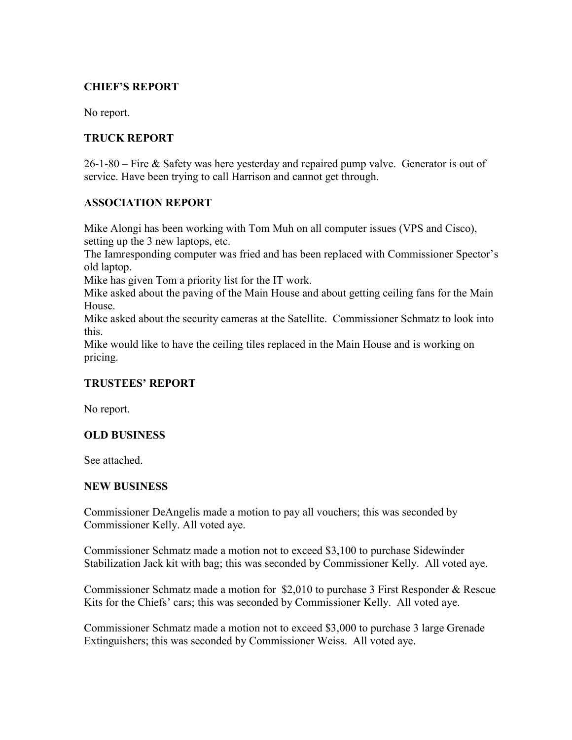### CHIEF'S REPORT

No report.

### TRUCK REPORT

26-1-80 – Fire & Safety was here yesterday and repaired pump valve. Generator is out of service. Have been trying to call Harrison and cannot get through.

### ASSOCIATION REPORT

Mike Alongi has been working with Tom Muh on all computer issues (VPS and Cisco), setting up the 3 new laptops, etc.
The Iamresponding computer was fried and has been replaced with Commissioner Spector's old laptop.
Mike has given Tom a priority list for the IT work.
Mike asked about the paving of the Main House and about getting ceiling fans for the Main House.
Mike asked about the security cameras at the Satellite. Commissioner Schmatz to look into this.
Mike would like to have the ceiling tiles replaced in the Main House and is working on pricing.

### TRUSTEES' REPORT

No report.

### OLD BUSINESS

See attached.

### NEW BUSINESS

Commissioner DeAngelis made a motion to pay all vouchers; this was seconded by Commissioner Kelly. All voted aye.

Commissioner Schmatz made a motion not to exceed $3,100 to purchase Sidewinder Stabilization Jack kit with bag; this was seconded by Commissioner Kelly. All voted aye.

Commissioner Schmatz made a motion for $2,010 to purchase 3 First Responder & Rescue Kits for the Chiefs' cars; this was seconded by Commissioner Kelly. All voted aye.

Commissioner Schmatz made a motion not to exceed $3,000 to purchase 3 large Grenade Extinguishers; this was seconded by Commissioner Weiss. All voted aye.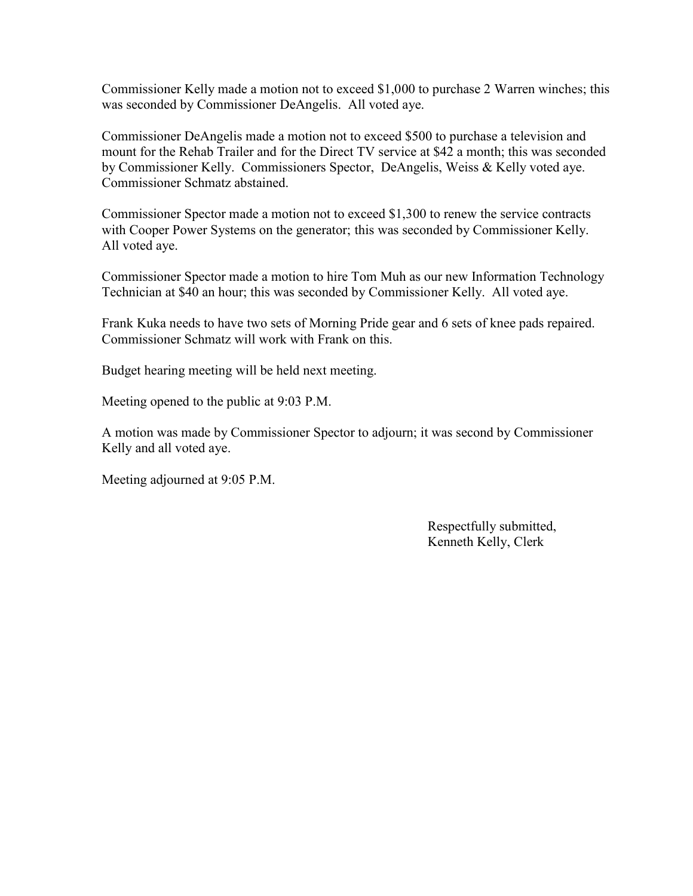Commissioner Kelly made a motion not to exceed $1,000 to purchase 2 Warren winches; this was seconded by Commissioner DeAngelis. All voted aye.

Commissioner DeAngelis made a motion not to exceed $500 to purchase a television and mount for the Rehab Trailer and for the Direct TV service at $42 a month; this was seconded by Commissioner Kelly. Commissioners Spector, DeAngelis, Weiss & Kelly voted aye. Commissioner Schmatz abstained.

Commissioner Spector made a motion not to exceed $1,300 to renew the service contracts with Cooper Power Systems on the generator; this was seconded by Commissioner Kelly. All voted aye.

Commissioner Spector made a motion to hire Tom Muh as our new Information Technology Technician at $40 an hour; this was seconded by Commissioner Kelly. All voted aye.

Frank Kuka needs to have two sets of Morning Pride gear and 6 sets of knee pads repaired. Commissioner Schmatz will work with Frank on this.

Budget hearing meeting will be held next meeting.

Meeting opened to the public at 9:03 P.M.

A motion was made by Commissioner Spector to adjourn; it was second by Commissioner Kelly and all voted aye.

Meeting adjourned at 9:05 P.M.

Respectfully submitted,
Kenneth Kelly, Clerk